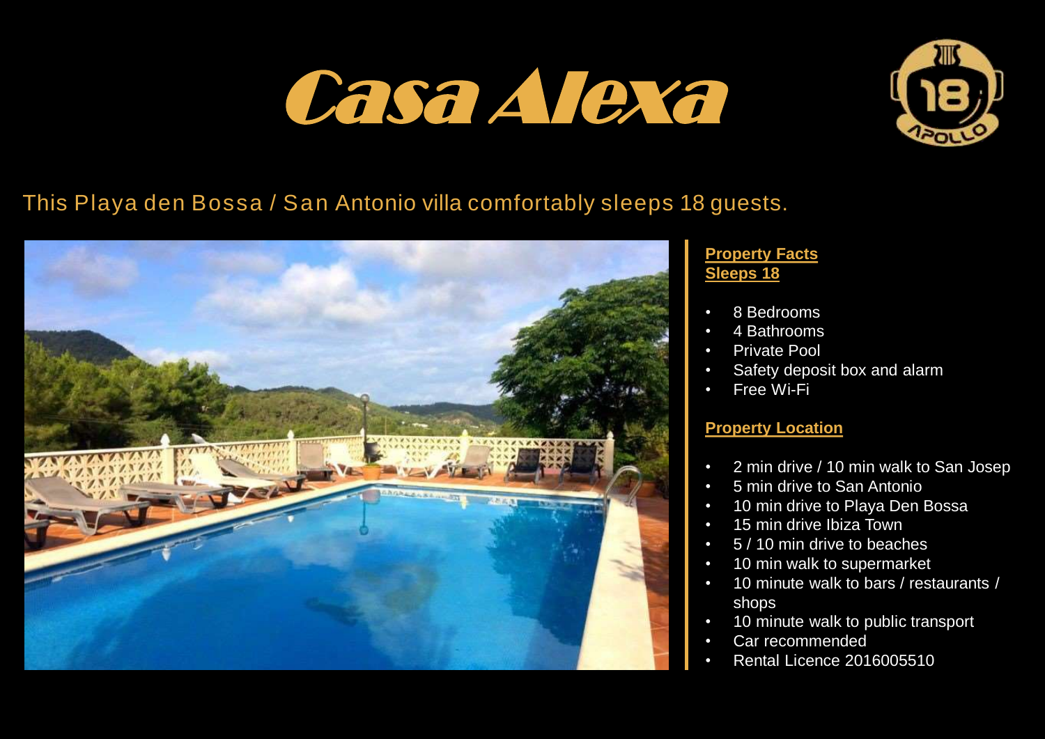# Casa Alexa

This Playa den Bossa / San Antonio villa comfortably sleeps 18 guests.

**Property Facts**
**Sleeps 18**

- 8 Bedrooms
- 4 Bathrooms
- Private Pool
- Safety deposit box and alarm
- Free Wi-Fi

**Property Location**

- 2 min drive / 10 min walk to San Josep
- 5 min drive to San Antonio
- 10 min drive to Playa Den Bossa
- 15 min drive Ibiza Town
- 5 / 10 min drive to beaches
- 10 min walk to supermarket
- 10 minute walk to bars / restaurants / shops
- 10 minute walk to public transport
- Car recommended
- Rental Licence 2016005510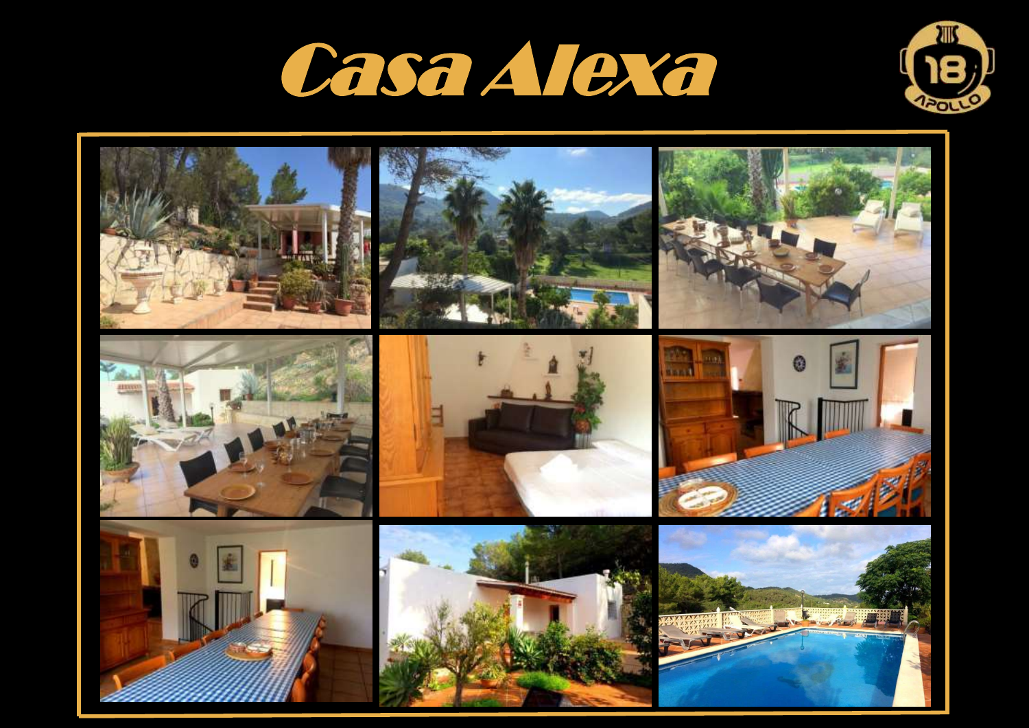# Casa Alexa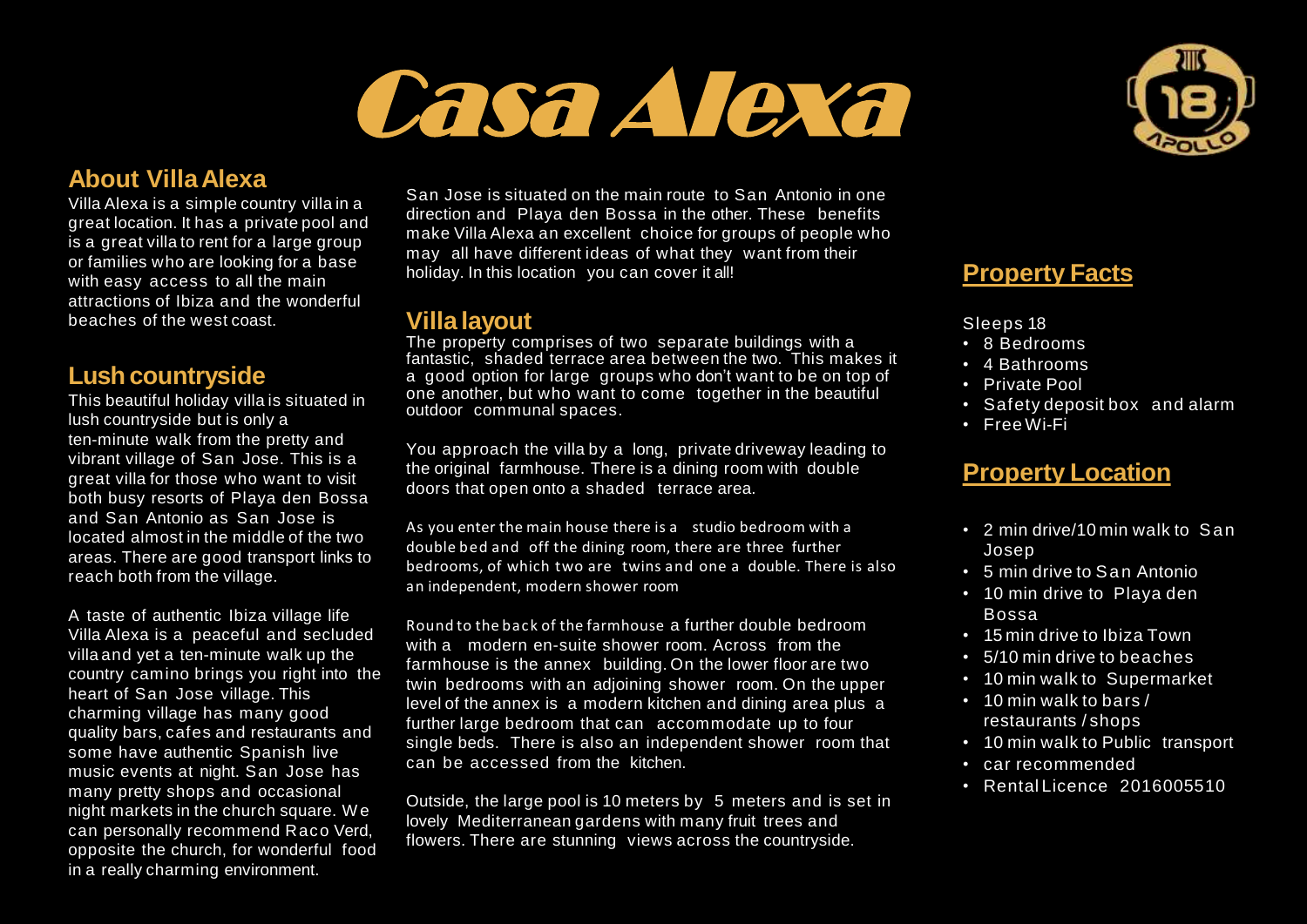# Casa Alexa

## About Villa Alexa

Villa Alexa is a simple country villa in a great location. It has a private pool and is a great villa to rent for a large group or families who are looking for a base with easy access to all the main attractions of Ibiza and the wonderful beaches of the west coast.

## Lush countryside

This beautiful holiday villa is situated in lush countryside but is only a ten-minute walk from the pretty and vibrant village of San Jose. This is a great villa for those who want to visit both busy resorts of Playa den Bossa and San Antonio as San Jose is located almost in the middle of the two areas. There are good transport links to reach both from the village.

A taste of authentic Ibiza village life Villa Alexa is a peaceful and secluded villa and yet a ten-minute walk up the country camino brings you right into the heart of San Jose village. This charming village has many good quality bars, cafes and restaurants and some have authentic Spanish live music events at night. San Jose has many pretty shops and occasional night markets in the church square. We can personally recommend Raco Verd, opposite the church, for wonderful food in a really charming environment.

San Jose is situated on the main route to San Antonio in one direction and Playa den Bossa in the other. These benefits make Villa Alexa an excellent choice for groups of people who may all have different ideas of what they want from their holiday. In this location you can cover it all!

## Villa layout

The property comprises of two separate buildings with a fantastic, shaded terrace area between the two. This makes it a good option for large groups who don't want to be on top of one another, but who want to come together in the beautiful outdoor communal spaces.

You approach the villa by a long, private driveway leading to the original farmhouse. There is a dining room with double doors that open onto a shaded terrace area.

As you enter the main house there is a studio bedroom with a double bed and off the dining room, there are three further bedrooms, of which two are twins and one a double. There is also an independent, modern shower room

Round to the back of the farmhouse a further double bedroom with a modern en-suite shower room. Across from the farmhouse is the annex building. On the lower floor are two twin bedrooms with an adjoining shower room. On the upper level of the annex is a modern kitchen and dining area plus a further large bedroom that can accommodate up to four single beds. There is also an independent shower room that can be accessed from the kitchen.

Outside, the large pool is 10 meters by 5 meters and is set in lovely Mediterranean gardens with many fruit trees and flowers. There are stunning views across the countryside.

## Property Facts

Sleeps 18

- 8 Bedrooms
- 4 Bathrooms
- Private Pool
- Safety deposit box and alarm
- Free Wi-Fi

## Property Location

- 2 min drive/10 min walk to San Josep
- 5 min drive to San Antonio
- 10 min drive to Playa den Bossa
- 15 min drive to Ibiza Town
- 5/10 min drive to beaches
- 10 min walk to Supermarket
- 10 min walk to bars / restaurants / shops
- 10 min walk to Public transport
- car recommended
- Rental Licence 2016005510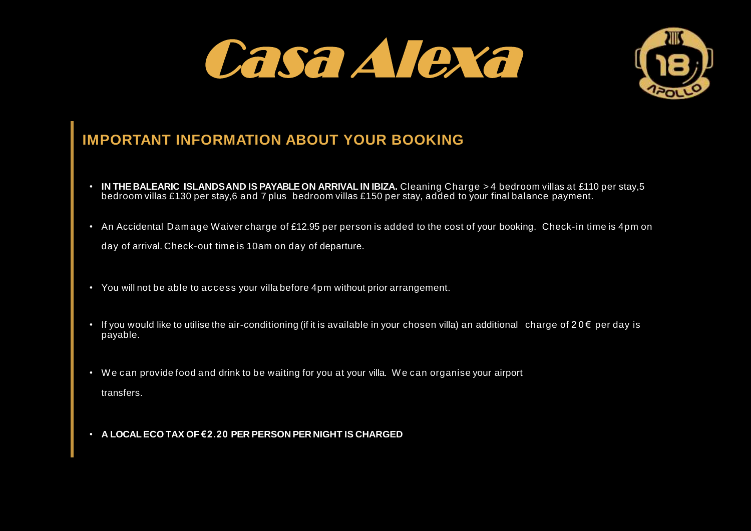# Casa Alexa

## IMPORTANT INFORMATION ABOUT YOUR BOOKING

- **IN THE BALEARIC ISLANDS AND IS PAYABLE ON ARRIVAL IN IBIZA.** Cleaning Charge >4 bedroom villas at £110 per stay,5 bedroom villas £130 per stay,6 and 7 plus bedroom villas £150 per stay, added to your final balance payment.
- An Accidental Damage Waiver charge of £12.95 per person is added to the cost of your booking. Check-in time is 4pm on day of arrival. Check-out time is 10am on day of departure.
- You will not be able to access your villa before 4pm without prior arrangement.
- If you would like to utilise the air-conditioning (if it is available in your chosen villa) an additional charge of 20€ per day is payable.
- We can provide food and drink to be waiting for you at your villa. We can organise your airport transfers.
- **A LOCAL ECO TAX OF €2.20 PER PERSON PER NIGHT IS CHARGED**